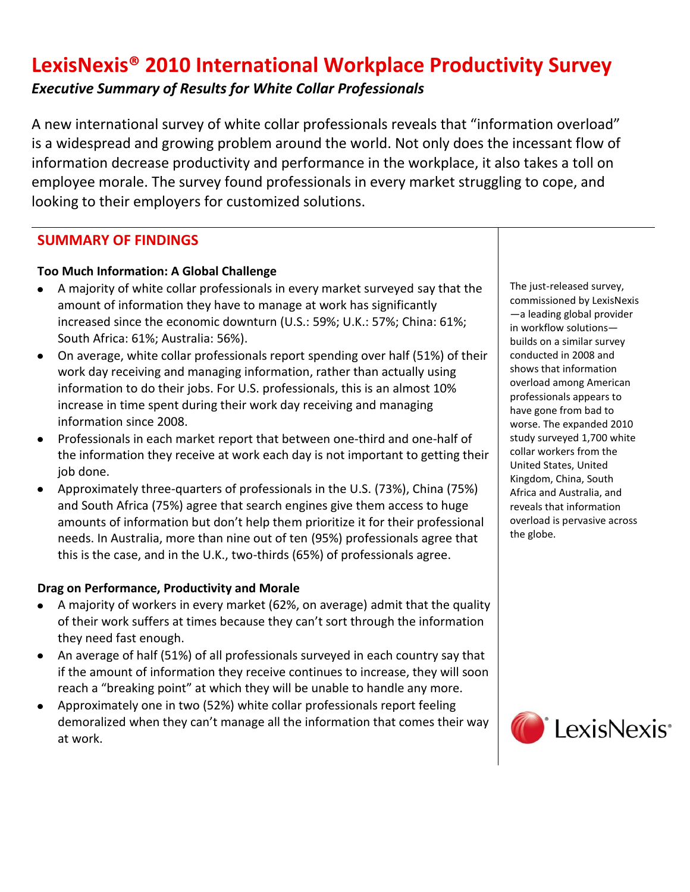# LexisNexis® 2010 International Workplace Productivity Survey

***Executive Summary of Results for White Collar Professionals***

A new international survey of white collar professionals reveals that "information overload" is a widespread and growing problem around the world. Not only does the incessant flow of information decrease productivity and performance in the workplace, it also takes a toll on employee morale. The survey found professionals in every market struggling to cope, and looking to their employers for customized solutions.

## SUMMARY OF FINDINGS

**Too Much Information: A Global Challenge**

- A majority of white collar professionals in every market surveyed say that the amount of information they have to manage at work has significantly increased since the economic downturn (U.S.: 59%; U.K.: 57%; China: 61%; South Africa: 61%; Australia: 56%).
- On average, white collar professionals report spending over half (51%) of their work day receiving and managing information, rather than actually using information to do their jobs. For U.S. professionals, this is an almost 10% increase in time spent during their work day receiving and managing information since 2008.
- Professionals in each market report that between one-third and one-half of the information they receive at work each day is not important to getting their job done.
- Approximately three-quarters of professionals in the U.S. (73%), China (75%) and South Africa (75%) agree that search engines give them access to huge amounts of information but don't help them prioritize it for their professional needs. In Australia, more than nine out of ten (95%) professionals agree that this is the case, and in the U.K., two-thirds (65%) of professionals agree.

**Drag on Performance, Productivity and Morale**

- A majority of workers in every market (62%, on average) admit that the quality of their work suffers at times because they can't sort through the information they need fast enough.
- An average of half (51%) of all professionals surveyed in each country say that if the amount of information they receive continues to increase, they will soon reach a "breaking point" at which they will be unable to handle any more.
- Approximately one in two (52%) white collar professionals report feeling demoralized when they can't manage all the information that comes their way at work.

The just-released survey, commissioned by LexisNexis—a leading global provider in workflow solutions—builds on a similar survey conducted in 2008 and shows that information overload among American professionals appears to have gone from bad to worse. The expanded 2010 study surveyed 1,700 white collar workers from the United States, United Kingdom, China, South Africa and Australia, and reveals that information overload is pervasive across the globe.

LexisNexis®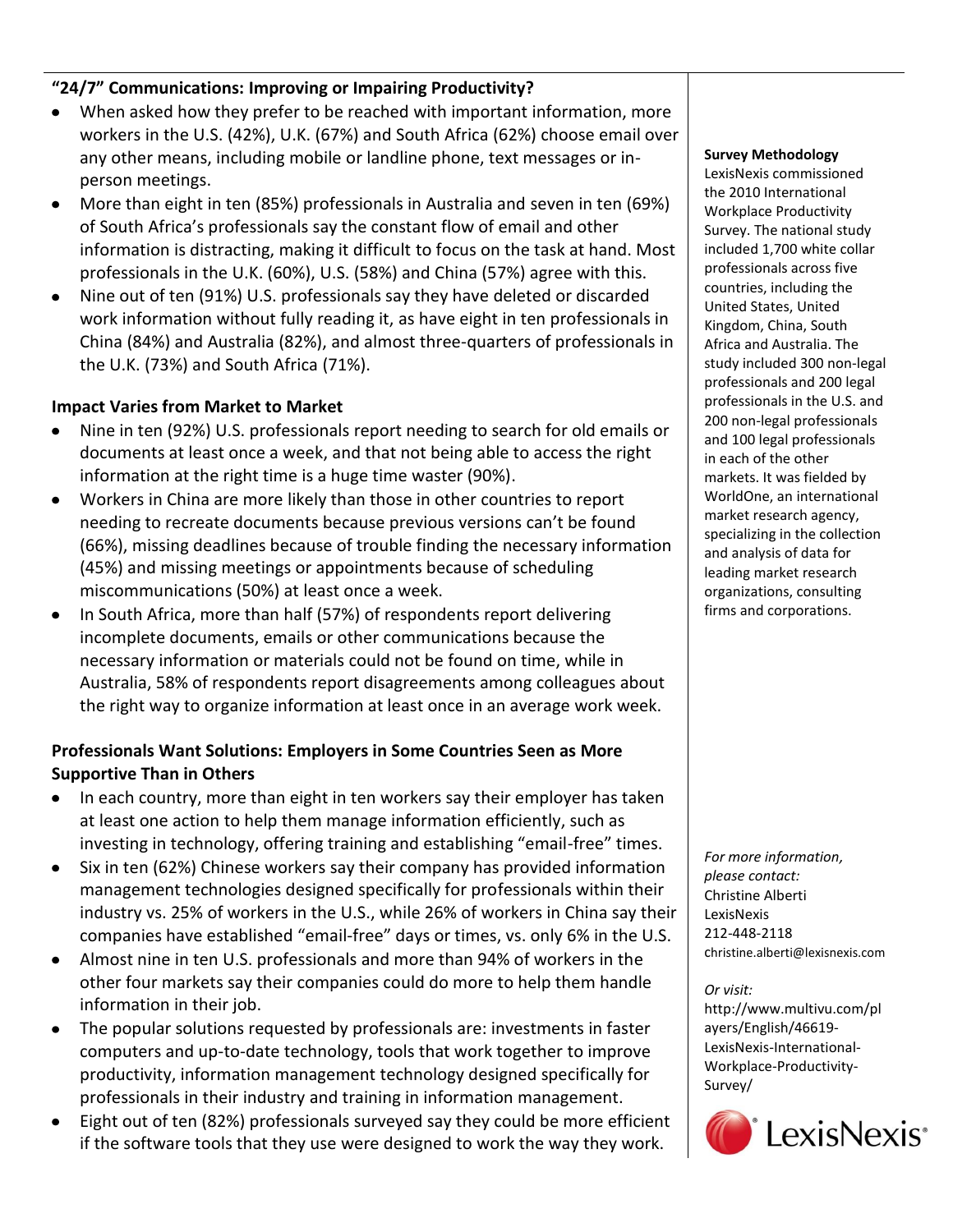**"24/7" Communications: Improving or Impairing Productivity?**

- When asked how they prefer to be reached with important information, more workers in the U.S. (42%), U.K. (67%) and South Africa (62%) choose email over any other means, including mobile or landline phone, text messages or in-person meetings.
- More than eight in ten (85%) professionals in Australia and seven in ten (69%) of South Africa's professionals say the constant flow of email and other information is distracting, making it difficult to focus on the task at hand. Most professionals in the U.K. (60%), U.S. (58%) and China (57%) agree with this.
- Nine out of ten (91%) U.S. professionals say they have deleted or discarded work information without fully reading it, as have eight in ten professionals in China (84%) and Australia (82%), and almost three-quarters of professionals in the U.K. (73%) and South Africa (71%).

**Impact Varies from Market to Market**

- Nine in ten (92%) U.S. professionals report needing to search for old emails or documents at least once a week, and that not being able to access the right information at the right time is a huge time waster (90%).
- Workers in China are more likely than those in other countries to report needing to recreate documents because previous versions can't be found (66%), missing deadlines because of trouble finding the necessary information (45%) and missing meetings or appointments because of scheduling miscommunications (50%) at least once a week.
- In South Africa, more than half (57%) of respondents report delivering incomplete documents, emails or other communications because the necessary information or materials could not be found on time, while in Australia, 58% of respondents report disagreements among colleagues about the right way to organize information at least once in an average work week.

**Professionals Want Solutions: Employers in Some Countries Seen as More Supportive Than in Others**

- In each country, more than eight in ten workers say their employer has taken at least one action to help them manage information efficiently, such as investing in technology, offering training and establishing "email-free" times.
- Six in ten (62%) Chinese workers say their company has provided information management technologies designed specifically for professionals within their industry vs. 25% of workers in the U.S., while 26% of workers in China say their companies have established "email-free" days or times, vs. only 6% in the U.S.
- Almost nine in ten U.S. professionals and more than 94% of workers in the other four markets say their companies could do more to help them handle information in their job.
- The popular solutions requested by professionals are: investments in faster computers and up-to-date technology, tools that work together to improve productivity, information management technology designed specifically for professionals in their industry and training in information management.
- Eight out of ten (82%) professionals surveyed say they could be more efficient if the software tools that they use were designed to work the way they work.

**Survey Methodology**

LexisNexis commissioned the 2010 International Workplace Productivity Survey. The national study included 1,700 white collar professionals across five countries, including the United States, United Kingdom, China, South Africa and Australia. The study included 300 non-legal professionals and 200 legal professionals in the U.S. and 200 non-legal professionals and 100 legal professionals in each of the other markets. It was fielded by WorldOne, an international market research agency, specializing in the collection and analysis of data for leading market research organizations, consulting firms and corporations.

*For more information, please contact:*
Christine Alberti
LexisNexis
212-448-2118
christine.alberti@lexisnexis.com

*Or visit:*
http://www.multivu.com/players/English/46619-LexisNexis-International-Workplace-Productivity-Survey/

LexisNexis®